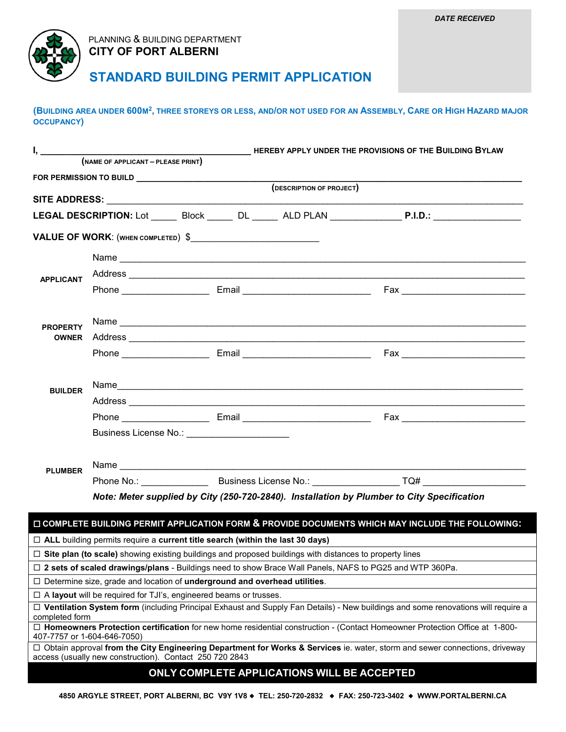DATE RECEIVED

PLANNING & BUILDING DEPARTMENT

**CITY OF PORT ALBERNI**

# STANDARD BUILDING PERMIT APPLICATION

**(BUILDING AREA UNDER 600M$^2$, THREE STOREYS OR LESS, AND/OR NOT USED FOR AN ASSEMBLY, CARE OR HIGH HAZARD MAJOR OCCUPANCY)**

**I,** ________________________________________ **HEREBY APPLY UNDER THE PROVISIONS OF THE BUILDING BYLAW**

(NAME OF APPLICANT – PLEASE PRINT)

**FOR PERMISSION TO BUILD** ________________________________________________________________

(DESCRIPTION OF PROJECT)

**SITE ADDRESS:** ________________________________________________________________

**LEGAL DESCRIPTION:** Lot _____ Block _____ DL _____ ALD PLAN _____________ **P.I.D.:** ________________

**VALUE OF WORK**: (WHEN COMPLETED) $________________________

**APPLICANT**

Name ________________________________________________________________

Address ________________________________________________________________

Phone ________________ Email ________________________ Fax ________________________

**PROPERTY OWNER**

Name ________________________________________________________________

Address ________________________________________________________________

Phone ________________ Email ________________________ Fax ________________________

**BUILDER**

Name ________________________________________________________________

Address ________________________________________________________________

Phone ________________ Email ________________________ Fax ________________________

Business License No.: ____________________

**PLUMBER**

Name ________________________________________________________________

Phone No.: _____________ Business License No.: ________________ TQ# ___________________

***Note: Meter supplied by City (250-720-2840). Installation by Plumber to City Specification***

| ☐ **COMPLETE BUILDING PERMIT APPLICATION FORM & PROVIDE DOCUMENTS WHICH MAY INCLUDE THE FOLLOWING:** |
|---|
| ☐ **ALL** building permits require a **current title search (within the last 30 days)** |
| ☐ **Site plan (to scale)** showing existing buildings and proposed buildings with distances to property lines |
| ☐ **2 sets of scaled drawings/plans** - Buildings need to show Brace Wall Panels, NAFS to PG25 and WTP 360Pa. |
| ☐ Determine size, grade and location of **underground and overhead utilities**. |
| ☐ A **layout** will be required for TJI's, engineered beams or trusses. |
| ☐ **Ventilation System form** (including Principal Exhaust and Supply Fan Details) - New buildings and some renovations will require a completed form |
| ☐ **Homeowners Protection certification** for new home residential construction - (Contact Homeowner Protection Office at 1-800-407-7757 or 1-604-646-7050) |
| ☐ Obtain approval **from the City Engineering Department for Works & Services** ie. water, storm and sewer connections, driveway access (usually new construction). Contact 250 720 2843 |
| **ONLY COMPLETE APPLICATIONS WILL BE ACCEPTED** |

**4850 ARGYLE STREET, PORT ALBERNI, BC V9Y 1V8 ◆ TEL: 250-720-2832 ◆ FAX: 250-723-3402 ◆ WWW.PORTALBERNI.CA**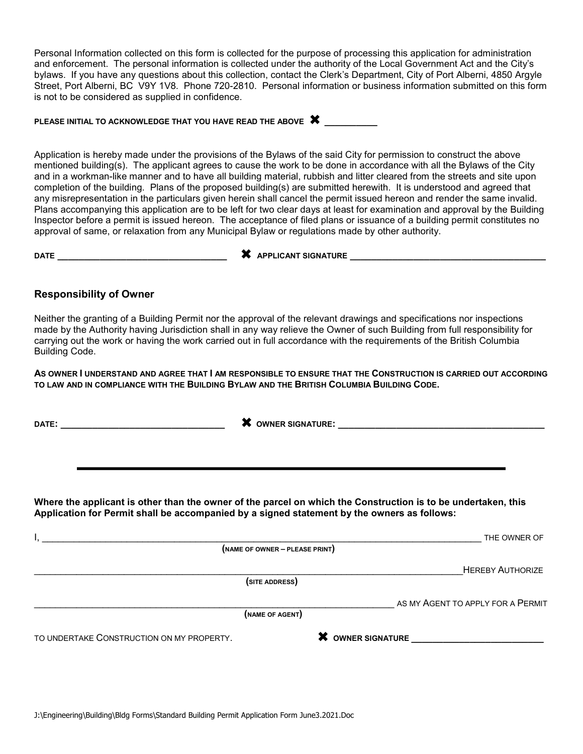Personal Information collected on this form is collected for the purpose of processing this application for administration and enforcement. The personal information is collected under the authority of the Local Government Act and the City's bylaws. If you have any questions about this collection, contact the Clerk's Department, City of Port Alberni, 4850 Argyle Street, Port Alberni, BC V9Y 1V8. Phone 720-2810. Personal information or business information submitted on this form is not to be considered as supplied in confidence.

**PLEASE INITIAL TO ACKNOWLEDGE THAT YOU HAVE READ THE ABOVE ✖ ___________**

Application is hereby made under the provisions of the Bylaws of the said City for permission to construct the above mentioned building(s). The applicant agrees to cause the work to be done in accordance with all the Bylaws of the City and in a workman-like manner and to have all building material, rubbish and litter cleared from the streets and site upon completion of the building. Plans of the proposed building(s) are submitted herewith. It is understood and agreed that any misrepresentation in the particulars given herein shall cancel the permit issued hereon and render the same invalid. Plans accompanying this application are to be left for two clear days at least for examination and approval by the Building Inspector before a permit is issued hereon. The acceptance of filed plans or issuance of a building permit constitutes no approval of same, or relaxation from any Municipal Bylaw or regulations made by other authority.

**DATE** ___________________________________ ✖ **APPLICANT SIGNATURE** ___________________________________________

## Responsibility of Owner

Neither the granting of a Building Permit nor the approval of the relevant drawings and specifications nor inspections made by the Authority having Jurisdiction shall in any way relieve the Owner of such Building from full responsibility for carrying out the work or having the work carried out in full accordance with the requirements of the British Columbia Building Code.

**AS OWNER I UNDERSTAND AND AGREE THAT I AM RESPONSIBLE TO ENSURE THAT THE CONSTRUCTION IS CARRIED OUT ACCORDING TO LAW AND IN COMPLIANCE WITH THE BUILDING BYLAW AND THE BRITISH COLUMBIA BUILDING CODE.**

**DATE:** _________________________________ ✖ **OWNER SIGNATURE:** ___________________________________________

---

**Where the applicant is other than the owner of the parcel on which the Construction is to be undertaken, this Application for Permit shall be accompanied by a signed statement by the owners as follows:**

I, ______________________________________________________________________________ THE OWNER OF
(NAME OF OWNER – PLEASE PRINT)

______________________________________________________________________________ HEREBY AUTHORIZE
(SITE ADDRESS)

__________________________________________________________________________ AS MY AGENT TO APPLY FOR A PERMIT
(NAME OF AGENT)

TO UNDERTAKE CONSTRUCTION ON MY PROPERTY. ✖ **OWNER SIGNATURE** ___________________________

J:\Engineering\Building\Bldg Forms\Standard Building Permit Application Form June3.2021.Doc